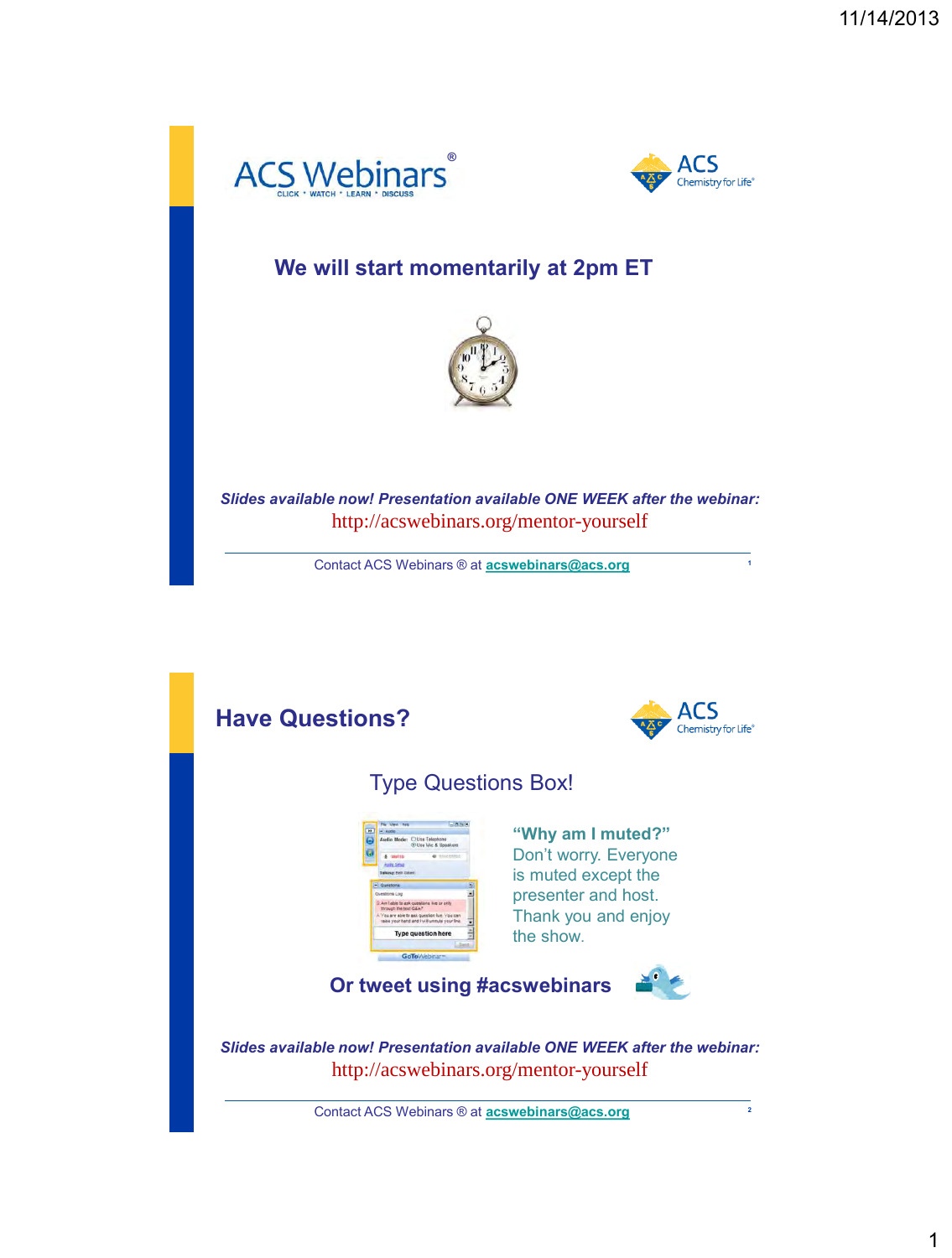ACS Webinars®

CLICK • WATCH • LEARN • DISCUSS

ACS Chemistry for Life®

**We will start momentarily at 2pm ET**

***Slides available now! Presentation available ONE WEEK after the webinar:***

http://acswebinars.org/mentor-yourself

Contact ACS Webinars ® at **acswebinars@acs.org**

## Have Questions?

ACS Chemistry for Life®

Type Questions Box!

**"Why am I muted?"**
Don't worry. Everyone is muted except the presenter and host. Thank you and enjoy the show.

**Or tweet using #acswebinars**

***Slides available now! Presentation available ONE WEEK after the webinar:***

http://acswebinars.org/mentor-yourself

Contact ACS Webinars ® at **acswebinars@acs.org**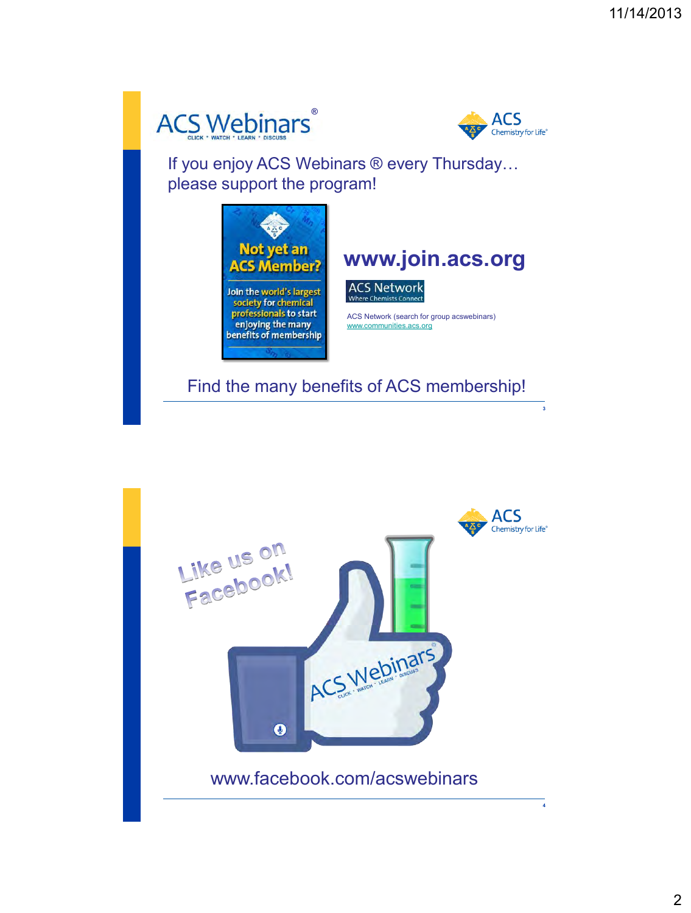ACS Webinars®

CLICK • WATCH • LEARN • DISCUSS

ACS Chemistry for Life®

If you enjoy ACS Webinars ® every Thursday… please support the program!

Not yet an ACS Member?

Join the world's largest society for chemical professionals to start enjoying the many benefits of membership

**www.join.acs.org**

ACS Network
Where Chemists Connect

ACS Network (search for group acswebinars)
www.communities.acs.org

Find the many benefits of ACS membership!

---

ACS Chemistry for Life®

Like us on Facebook!

ACS Webinars®

CLICK • WATCH • LEARN • DISCUSS

www.facebook.com/acswebinars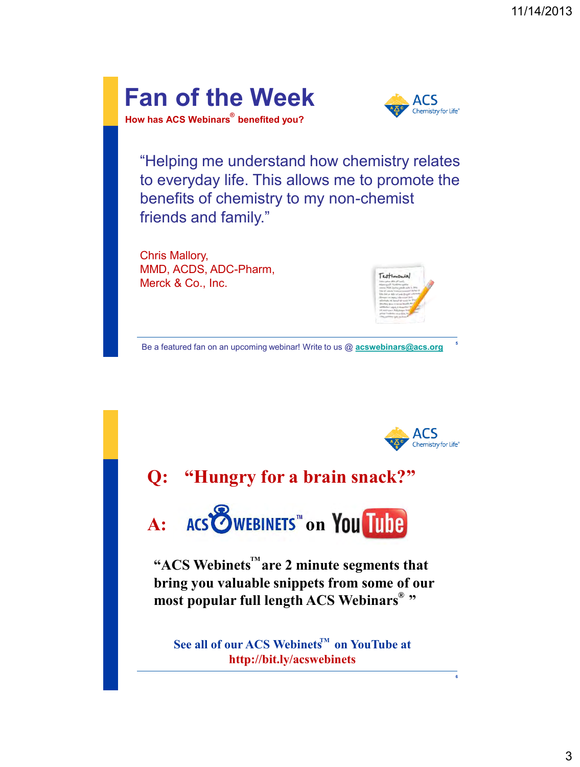# Fan of the Week

**How has ACS Webinars® benefited you?**

"Helping me understand how chemistry relates to everyday life. This allows me to promote the benefits of chemistry to my non-chemist friends and family."

Chris Mallory,
MMD, ACDS, ADC-Pharm,
Merck & Co., Inc.

Be a featured fan on an upcoming webinar! Write to us @ acswebinars@acs.org

---

## Q: "Hungry for a brain snack?"

## A: ACS WEBINETS™ on YouTube

**"ACS Webinets™ are 2 minute segments that bring you valuable snippets from some of our most popular full length ACS Webinars® "**

**See all of our ACS Webinets™ on YouTube at http://bit.ly/acswebinets**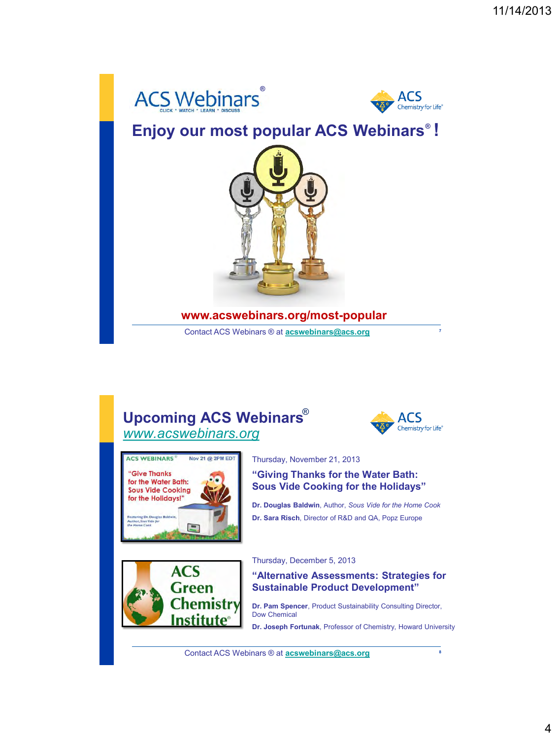ACS Webinars®

CLICK • WATCH • LEARN • DISCUSS

ACS Chemistry for Life®

## Enjoy our most popular ACS Webinars®!

**www.acswebinars.org/most-popular**

Contact ACS Webinars ® at acswebinars@acs.org

## Upcoming ACS Webinars®

*www.acswebinars.org*

ACS Chemistry for Life®

ACS WEBINARS® Nov 21 @ 2PM EDT

"Give Thanks for the Water Bath: Sous Vide Cooking for the Holidays!"

Featuring Dr. Douglas Baldwin, Author, Sous Vide for the Home Cook

Thursday, November 21, 2013

### "Giving Thanks for the Water Bath: Sous Vide Cooking for the Holidays"

**Dr. Douglas Baldwin**, Author, *Sous Vide for the Home Cook*

**Dr. Sara Risch**, Director of R&D and QA, Popz Europe

ACS Green Chemistry Institute®

Thursday, December 5, 2013

### "Alternative Assessments: Strategies for Sustainable Product Development"

**Dr. Pam Spencer**, Product Sustainability Consulting Director, Dow Chemical

**Dr. Joseph Fortunak**, Professor of Chemistry, Howard University

Contact ACS Webinars ® at acswebinars@acs.org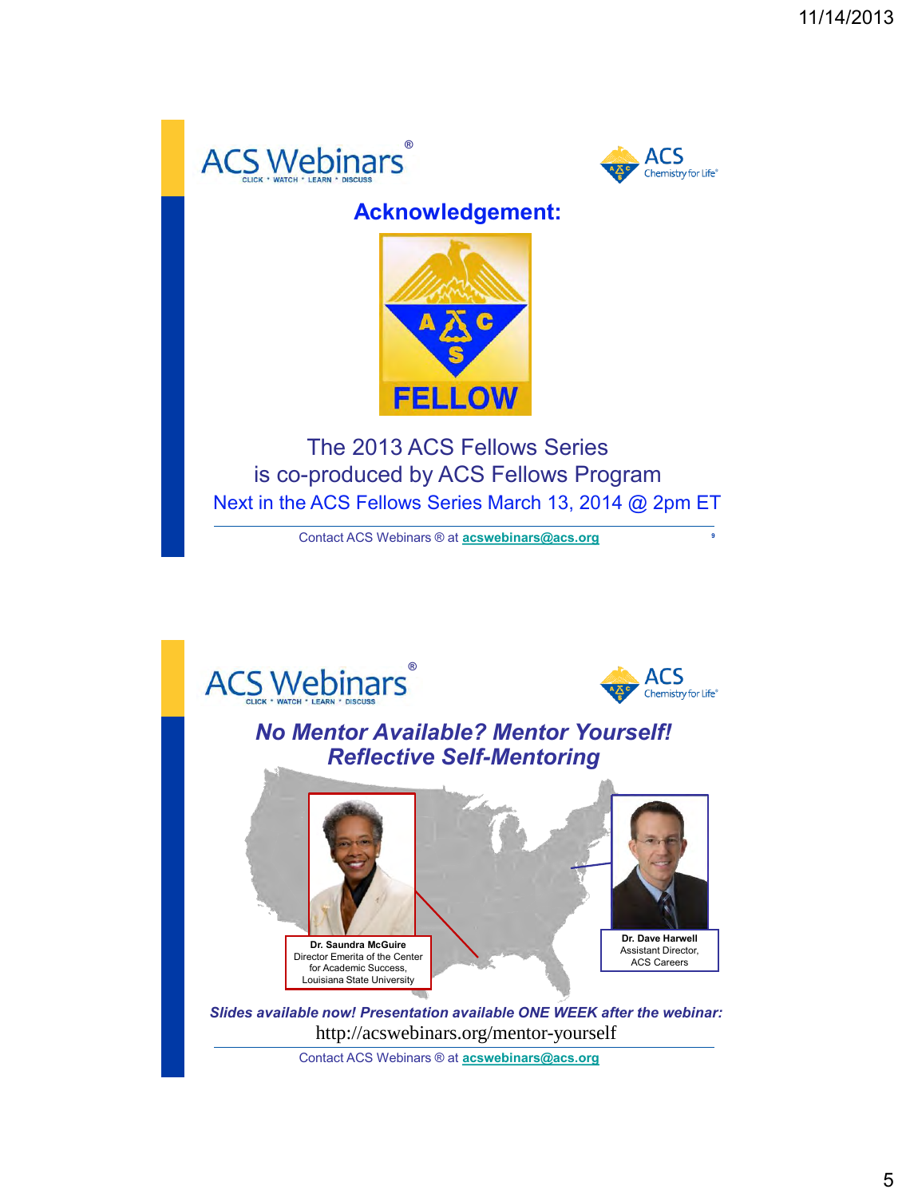ACS Webinars®
CLICK • WATCH • LEARN • DISCUSS

ACS Chemistry for Life®

## Acknowledgement:

FELLOW

The 2013 ACS Fellows Series
is co-produced by ACS Fellows Program

Next in the ACS Fellows Series March 13, 2014 @ 2pm ET

Contact ACS Webinars ® at **acswebinars@acs.org**

---

ACS Webinars®
CLICK • WATCH • LEARN • DISCUSS

ACS Chemistry for Life®

## *No Mentor Available? Mentor Yourself!*
## *Reflective Self-Mentoring*

**Dr. Saundra McGuire**
Director Emerita of the Center for Academic Success,
Louisiana State University

**Dr. Dave Harwell**
Assistant Director,
ACS Careers

***Slides available now! Presentation available ONE WEEK after the webinar:***
http://acswebinars.org/mentor-yourself

Contact ACS Webinars ® at **acswebinars@acs.org**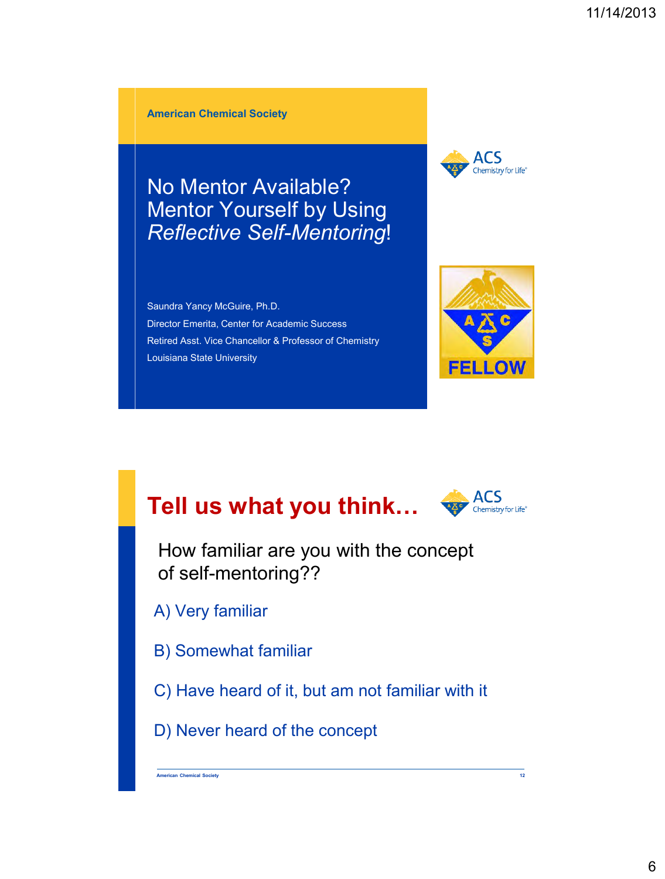American Chemical Society

# No Mentor Available? Mentor Yourself by Using *Reflective Self-Mentoring*!

Saundra Yancy McGuire, Ph.D.
Director Emerita, Center for Academic Success
Retired Asst. Vice Chancellor & Professor of Chemistry
Louisiana State University

ACS Chemistry for Life®

ACS FELLOW

---

## Tell us what you think…

How familiar are you with the concept of self-mentoring??

A) Very familiar

B) Somewhat familiar

C) Have heard of it, but am not familiar with it

D) Never heard of the concept

American Chemical Society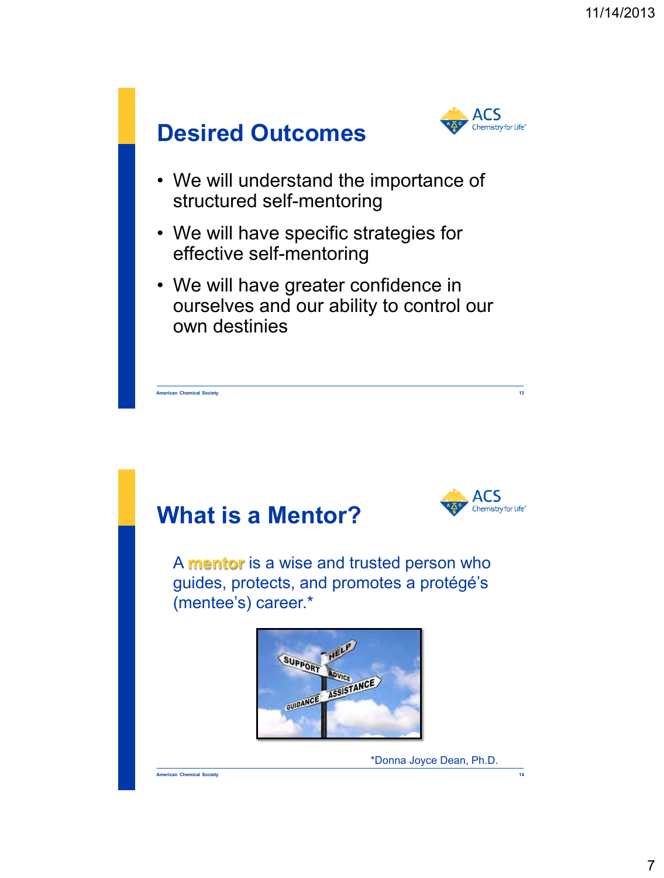## Desired Outcomes

- We will understand the importance of structured self-mentoring
- We will have specific strategies for effective self-mentoring
- We will have greater confidence in ourselves and our ability to control our own destinies

## What is a Mentor?

A **mentor** is a wise and trusted person who guides, protects, and promotes a protégé's (mentee's) career.*

*Donna Joyce Dean, Ph.D.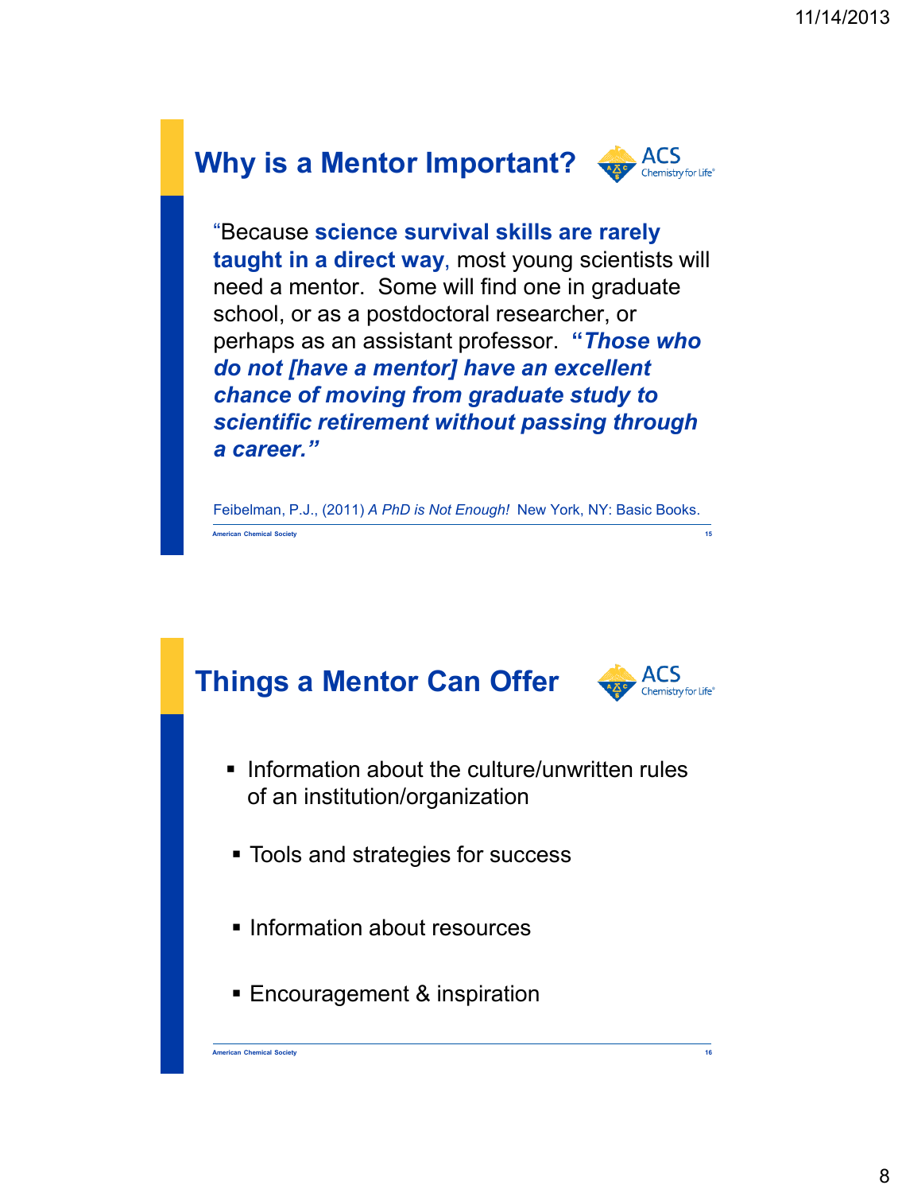## Why is a Mentor Important?

"Because **science survival skills are rarely taught in a direct way**, most young scientists will need a mentor. Some will find one in graduate school, or as a postdoctoral researcher, or perhaps as an assistant professor. **"*Those who do not [have a mentor] have an excellent chance of moving from graduate study to scientific retirement without passing through a career."***

Feibelman, P.J., (2011) *A PhD is Not Enough!* New York, NY: Basic Books.

## Things a Mentor Can Offer

- Information about the culture/unwritten rules of an institution/organization
- Tools and strategies for success
- Information about resources
- Encouragement & inspiration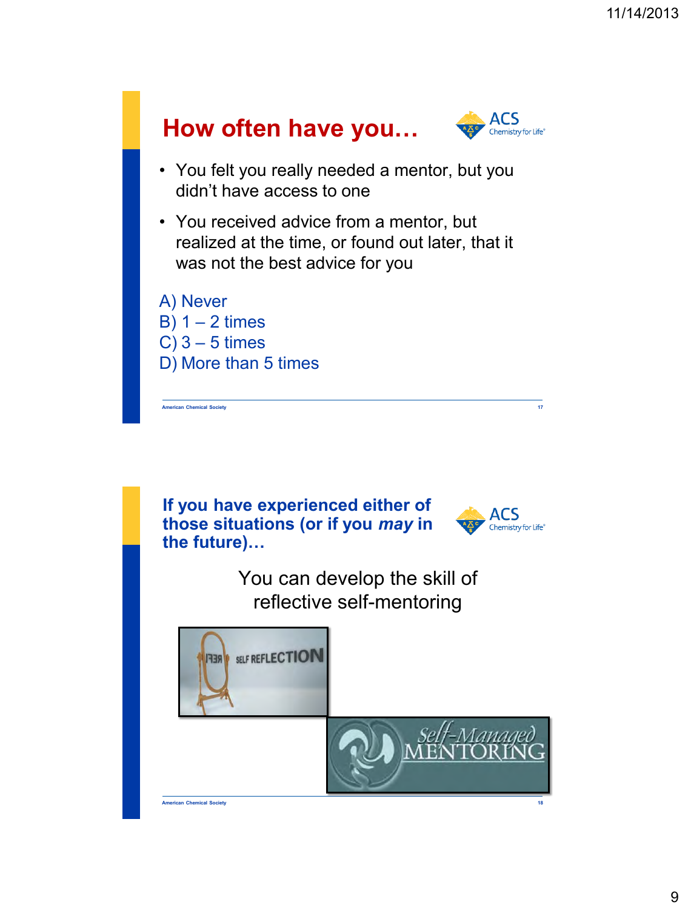## How often have you…

- You felt you really needed a mentor, but you didn't have access to one
- You received advice from a mentor, but realized at the time, or found out later, that it was not the best advice for you

A) Never
B) 1 – 2 times
C) 3 – 5 times
D) More than 5 times

## If you have experienced either of those situations (or if you *may* in the future)…

You can develop the skill of reflective self-mentoring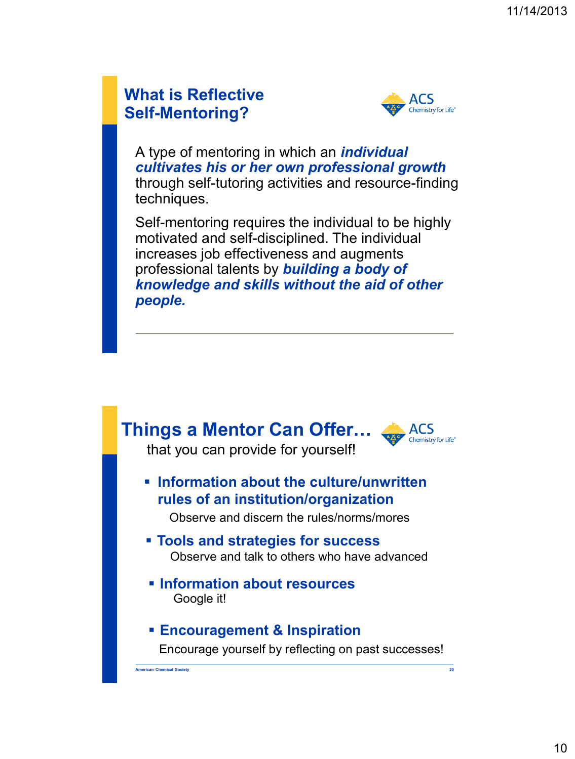## What is Reflective Self-Mentoring?

A type of mentoring in which an ***individual cultivates his or her own professional growth*** through self-tutoring activities and resource-finding techniques.

Self-mentoring requires the individual to be highly motivated and self-disciplined. The individual increases job effectiveness and augments professional talents by ***building a body of knowledge and skills without the aid of other people.***

## Things a Mentor Can Offer…

that you can provide for yourself!

- **Information about the culture/unwritten rules of an institution/organization**
  
  Observe and discern the rules/norms/mores
- **Tools and strategies for success**
  
  Observe and talk to others who have advanced
- **Information about resources**
  
  Google it!
- **Encouragement & Inspiration**
  
  Encourage yourself by reflecting on past successes!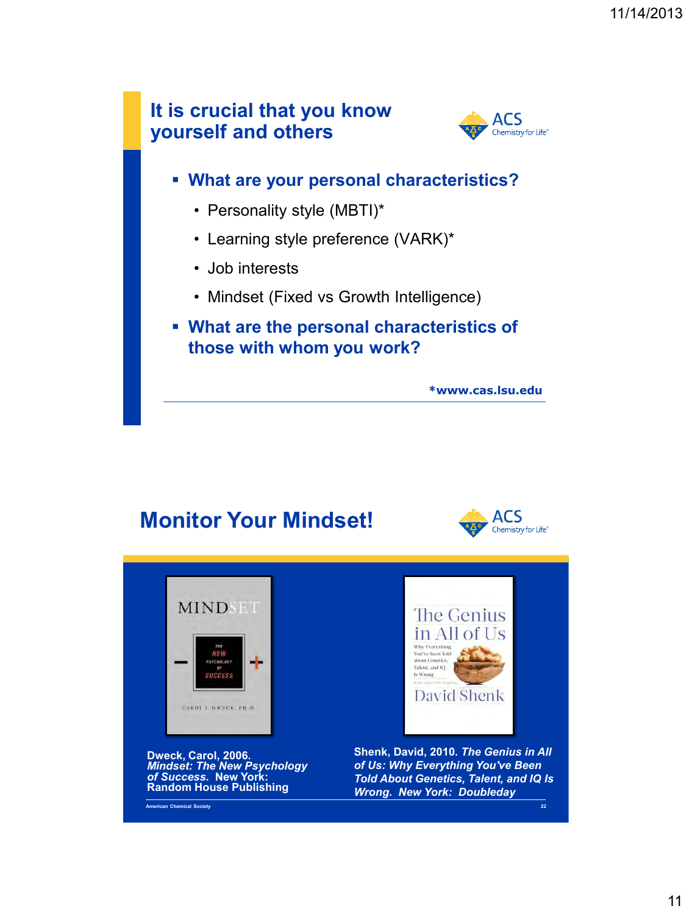## It is crucial that you know yourself and others

- **What are your personal characteristics?**
  - Personality style (MBTI)*
  - Learning style preference (VARK)*
  - Job interests
  - Mindset (Fixed vs Growth Intelligence)
- **What are the personal characteristics of those with whom you work?**

***www.cas.lsu.edu**

## Monitor Your Mindset!

**Dweck, Carol, 2006.**
***Mindset: The New Psychology of Success.*** **New York: Random House Publishing**

**Shenk, David, 2010.** ***The Genius in All of Us: Why Everything You've Been Told About Genetics, Talent, and IQ Is Wrong. New York: Doubleday***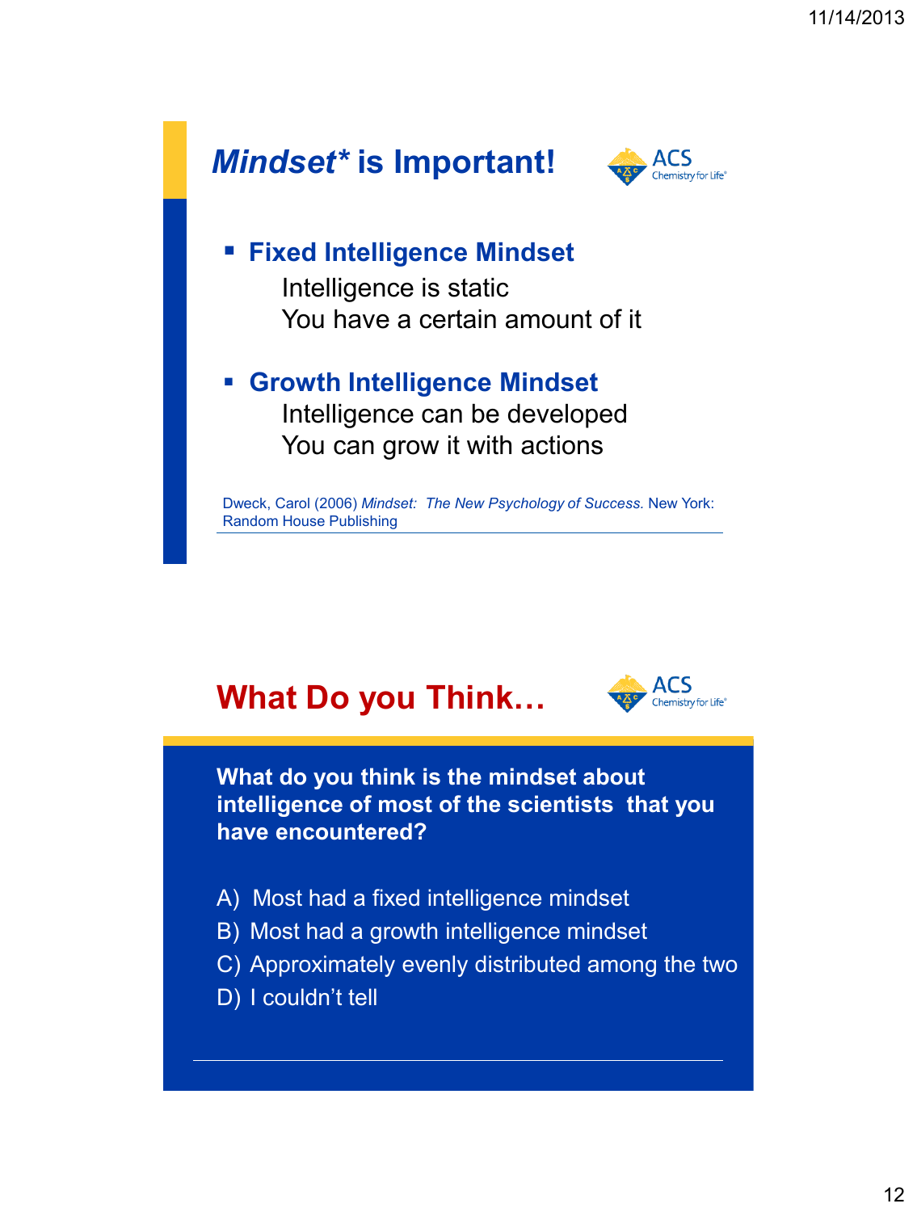## *Mindset\** is Important!

- **Fixed Intelligence Mindset**
  Intelligence is static
  You have a certain amount of it

- **Growth Intelligence Mindset**
  Intelligence can be developed
  You can grow it with actions

Dweck, Carol (2006) *Mindset: The New Psychology of Success*. New York: Random House Publishing

## What Do you Think…

**What do you think is the mindset about intelligence of most of the scientists that you have encountered?**

A) Most had a fixed intelligence mindset
B) Most had a growth intelligence mindset
C) Approximately evenly distributed among the two
D) I couldn't tell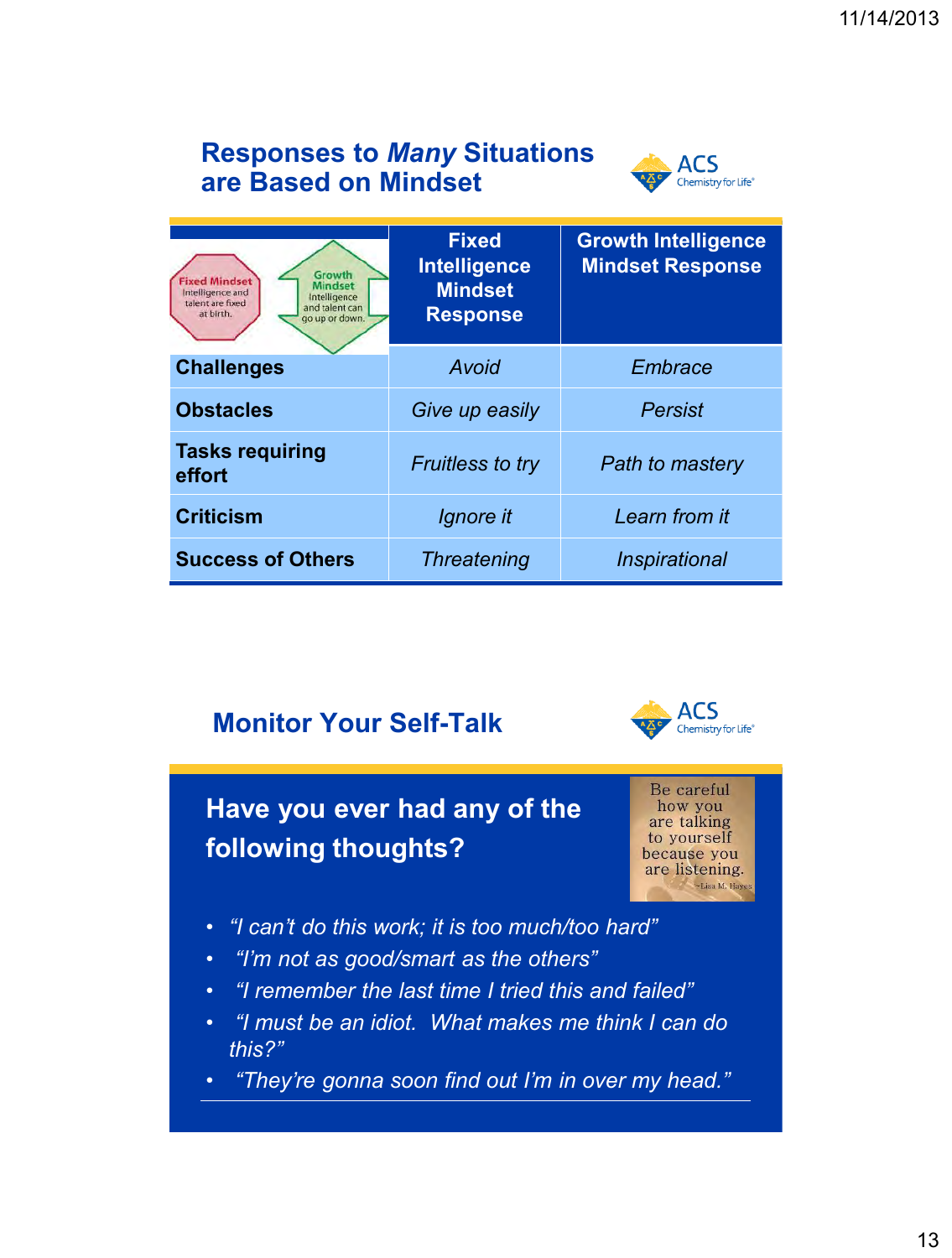## Responses to *Many* Situations are Based on Mindset

| Fixed Mindset: Intelligence and talent are fixed at birth. / Growth Mindset: Intelligence and talent can go up or down. | Fixed Intelligence Mindset Response | Growth Intelligence Mindset Response |
|---|---|---|
| **Challenges** | *Avoid* | *Embrace* |
| **Obstacles** | *Give up easily* | *Persist* |
| **Tasks requiring effort** | *Fruitless to try* | *Path to mastery* |
| **Criticism** | *Ignore it* | *Learn from it* |
| **Success of Others** | *Threatening* | *Inspirational* |

## Monitor Your Self-Talk

### Have you ever had any of the following thoughts?

Be careful how you are talking to yourself because you are listening. ~Lisa M. Hayes

- *"I can't do this work; it is too much/too hard"*
- *"I'm not as good/smart as the others"*
- *"I remember the last time I tried this and failed"*
- *"I must be an idiot. What makes me think I can do this?"*
- *"They're gonna soon find out I'm in over my head."*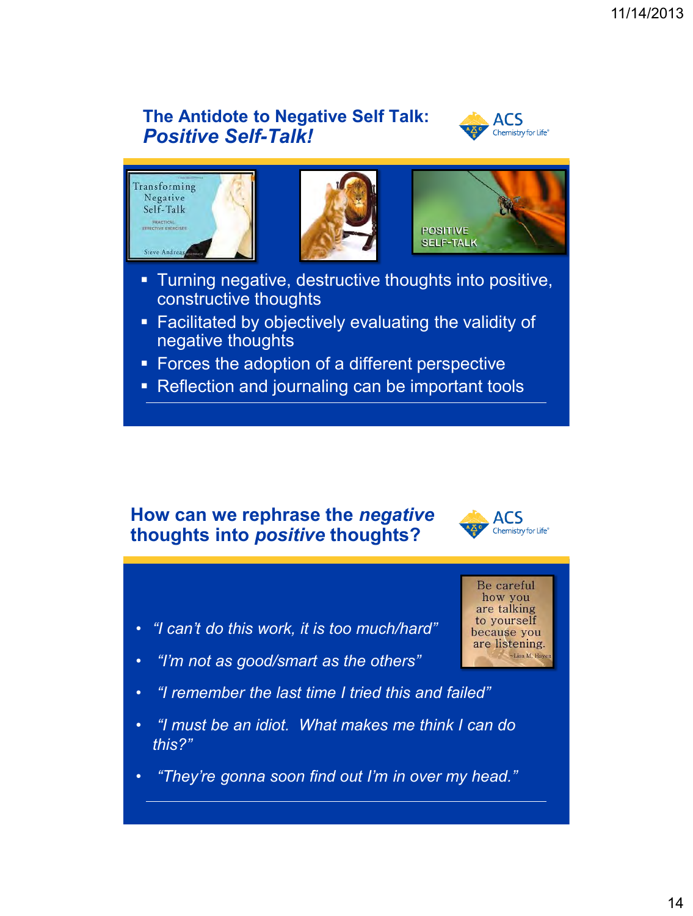## The Antidote to Negative Self Talk: *Positive Self-Talk!*

- Turning negative, destructive thoughts into positive, constructive thoughts
- Facilitated by objectively evaluating the validity of negative thoughts
- Forces the adoption of a different perspective
- Reflection and journaling can be important tools

## How can we rephrase the *negative* thoughts into *positive* thoughts?

- *"I can't do this work, it is too much/hard"*
- *"I'm not as good/smart as the others"*
- *"I remember the last time I tried this and failed"*
- *"I must be an idiot. What makes me think I can do this?"*
- *"They're gonna soon find out I'm in over my head."*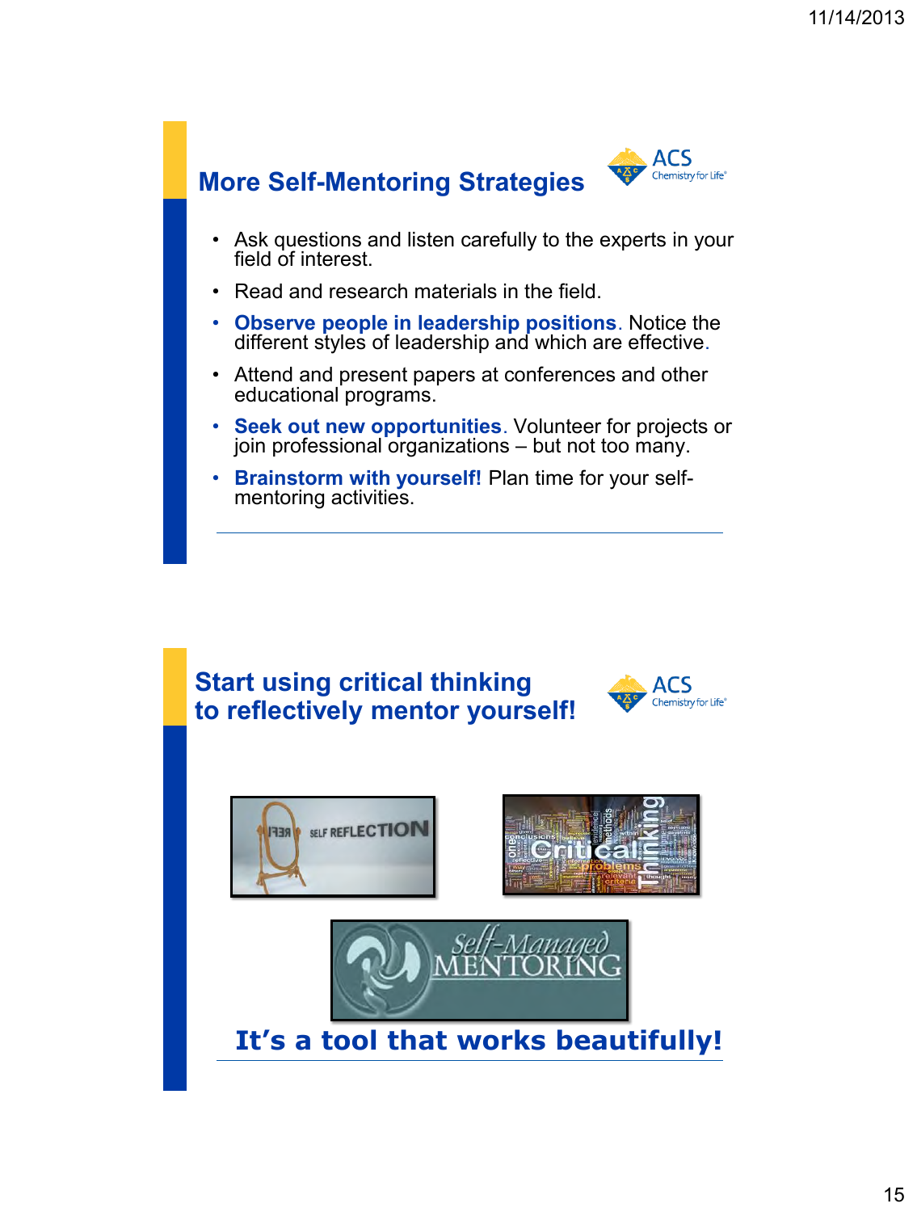## More Self-Mentoring Strategies

- Ask questions and listen carefully to the experts in your field of interest.
- Read and research materials in the field.
- **Observe people in leadership positions**. Notice the different styles of leadership and which are effective.
- Attend and present papers at conferences and other educational programs.
- **Seek out new opportunities**. Volunteer for projects or join professional organizations – but not too many.
- **Brainstorm with yourself!** Plan time for your self-mentoring activities.

## Start using critical thinking to reflectively mentor yourself!

**It's a tool that works beautifully!**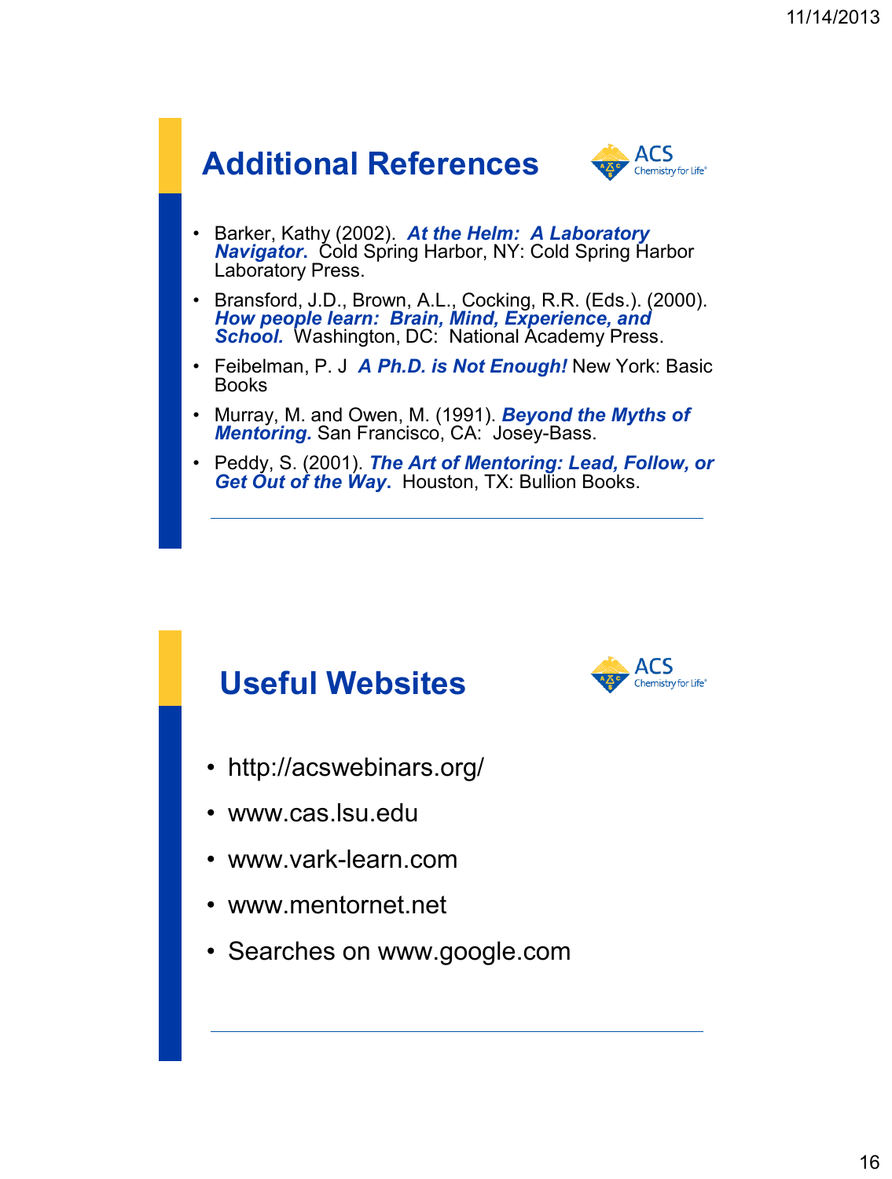## Additional References

- Barker, Kathy (2002). ***At the Helm: A Laboratory Navigator***. Cold Spring Harbor, NY: Cold Spring Harbor Laboratory Press.
- Bransford, J.D., Brown, A.L., Cocking, R.R. (Eds.). (2000). ***How people learn: Brain, Mind, Experience, and School.*** Washington, DC: National Academy Press.
- Feibelman, P. J ***A Ph.D. is Not Enough!*** New York: Basic Books
- Murray, M. and Owen, M. (1991). ***Beyond the Myths of Mentoring.*** San Francisco, CA: Josey-Bass.
- Peddy, S. (2001). ***The Art of Mentoring: Lead, Follow, or Get Out of the Way***. Houston, TX: Bullion Books.

## Useful Websites

- http://acswebinars.org/
- www.cas.lsu.edu
- www.vark-learn.com
- www.mentornet.net
- Searches on www.google.com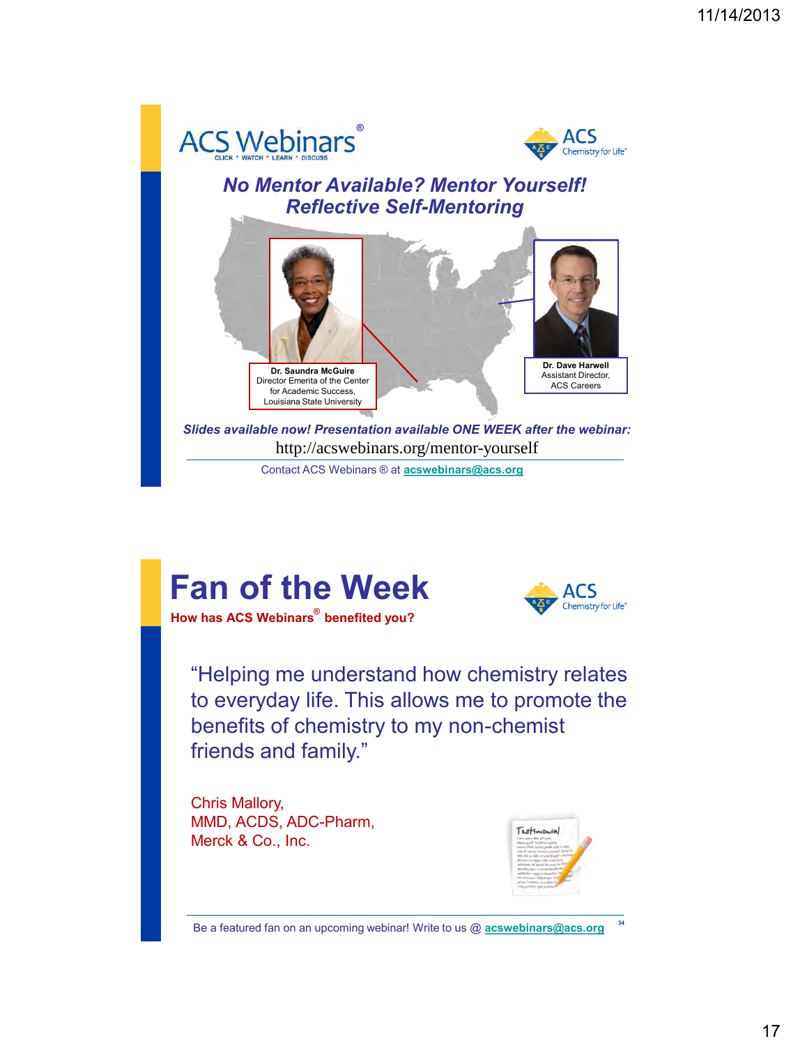ACS Webinars®
CLICK • WATCH • LEARN • DISCUSS

ACS Chemistry for Life®

## *No Mentor Available? Mentor Yourself! Reflective Self-Mentoring*

**Dr. Saundra McGuire**
Director Emerita of the Center for Academic Success, Louisiana State University

**Dr. Dave Harwell**
Assistant Director, ACS Careers

***Slides available now! Presentation available ONE WEEK after the webinar:***

http://acswebinars.org/mentor-yourself

Contact ACS Webinars ® at **acswebinars@acs.org**

# Fan of the Week

**How has ACS Webinars® benefited you?**

ACS Chemistry for Life®

"Helping me understand how chemistry relates to everyday life. This allows me to promote the benefits of chemistry to my non-chemist friends and family."

Chris Mallory,
MMD, ACDS, ADC-Pharm,
Merck & Co., Inc.

Be a featured fan on an upcoming webinar! Write to us @ **acswebinars@acs.org**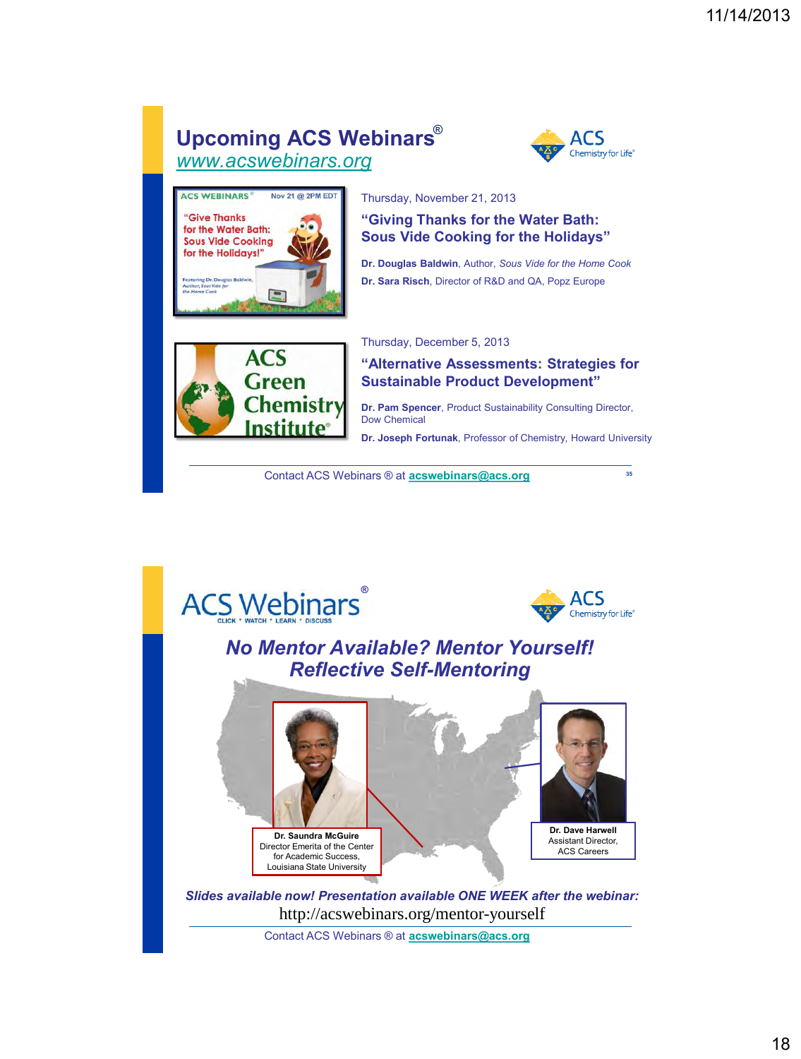## Upcoming ACS Webinars®

www.acswebinars.org

Thursday, November 21, 2013

**"Giving Thanks for the Water Bath: Sous Vide Cooking for the Holidays"**

**Dr. Douglas Baldwin**, Author, *Sous Vide for the Home Cook*

**Dr. Sara Risch**, Director of R&D and QA, Popz Europe

Thursday, December 5, 2013

**"Alternative Assessments: Strategies for Sustainable Product Development"**

**Dr. Pam Spencer**, Product Sustainability Consulting Director, Dow Chemical

**Dr. Joseph Fortunak**, Professor of Chemistry, Howard University

Contact ACS Webinars ® at **acswebinars@acs.org**

---

## ACS Webinars®

### *No Mentor Available? Mentor Yourself! Reflective Self-Mentoring*

**Dr. Saundra McGuire**
Director Emerita of the Center for Academic Success, Louisiana State University

**Dr. Dave Harwell**
Assistant Director, ACS Careers

***Slides available now! Presentation available ONE WEEK after the webinar:***

http://acswebinars.org/mentor-yourself

Contact ACS Webinars ® at **acswebinars@acs.org**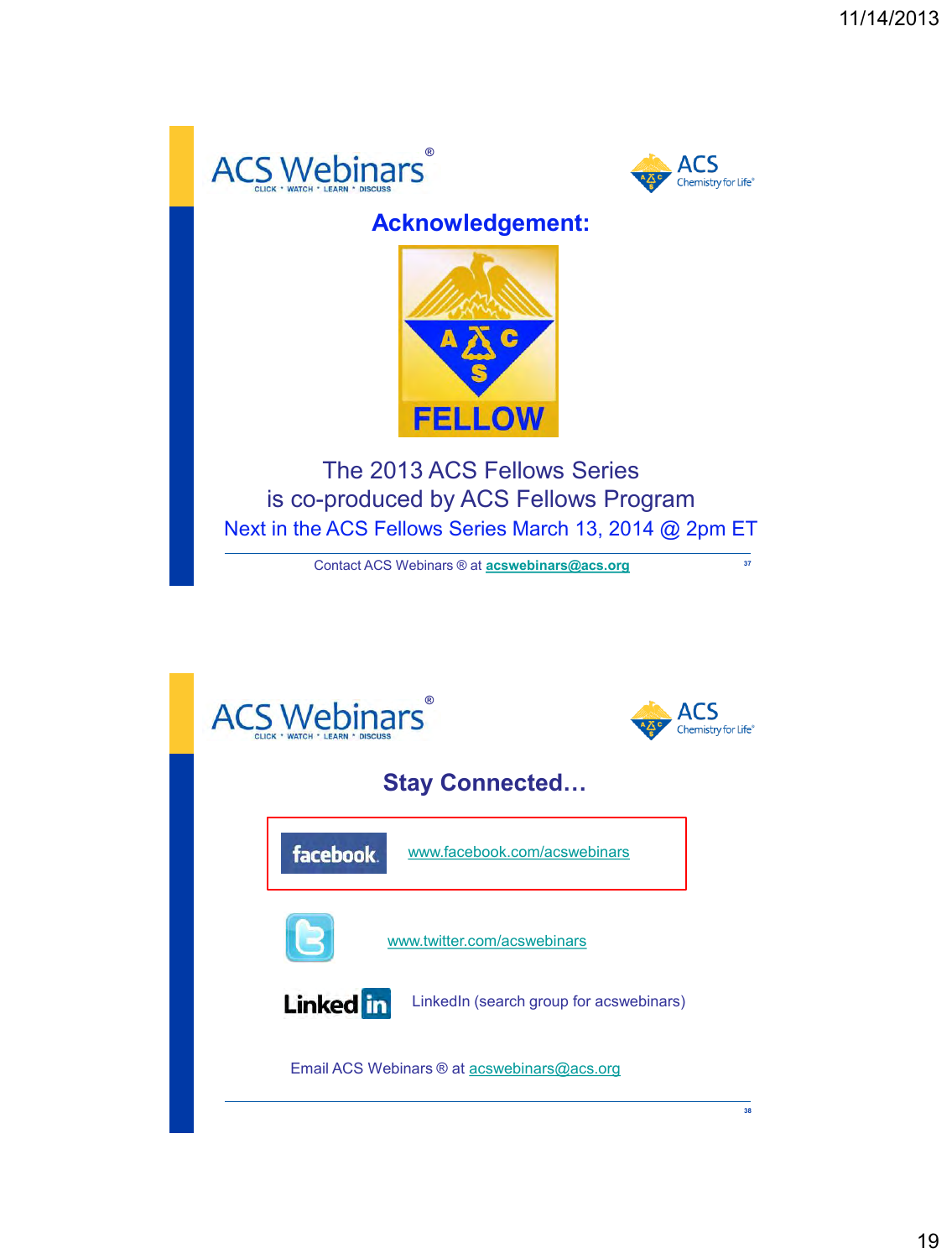ACS Webinars®
CLICK • WATCH • LEARN • DISCUSS

ACS Chemistry for Life®

## Acknowledgement:

FELLOW

The 2013 ACS Fellows Series
is co-produced by ACS Fellows Program
Next in the ACS Fellows Series March 13, 2014 @ 2pm ET

Contact ACS Webinars ® at acswebinars@acs.org

---

ACS Webinars®
CLICK • WATCH • LEARN • DISCUSS

ACS Chemistry for Life®

## Stay Connected…

facebook www.facebook.com/acswebinars

www.twitter.com/acswebinars

LinkedIn LinkedIn (search group for acswebinars)

Email ACS Webinars ® at acswebinars@acs.org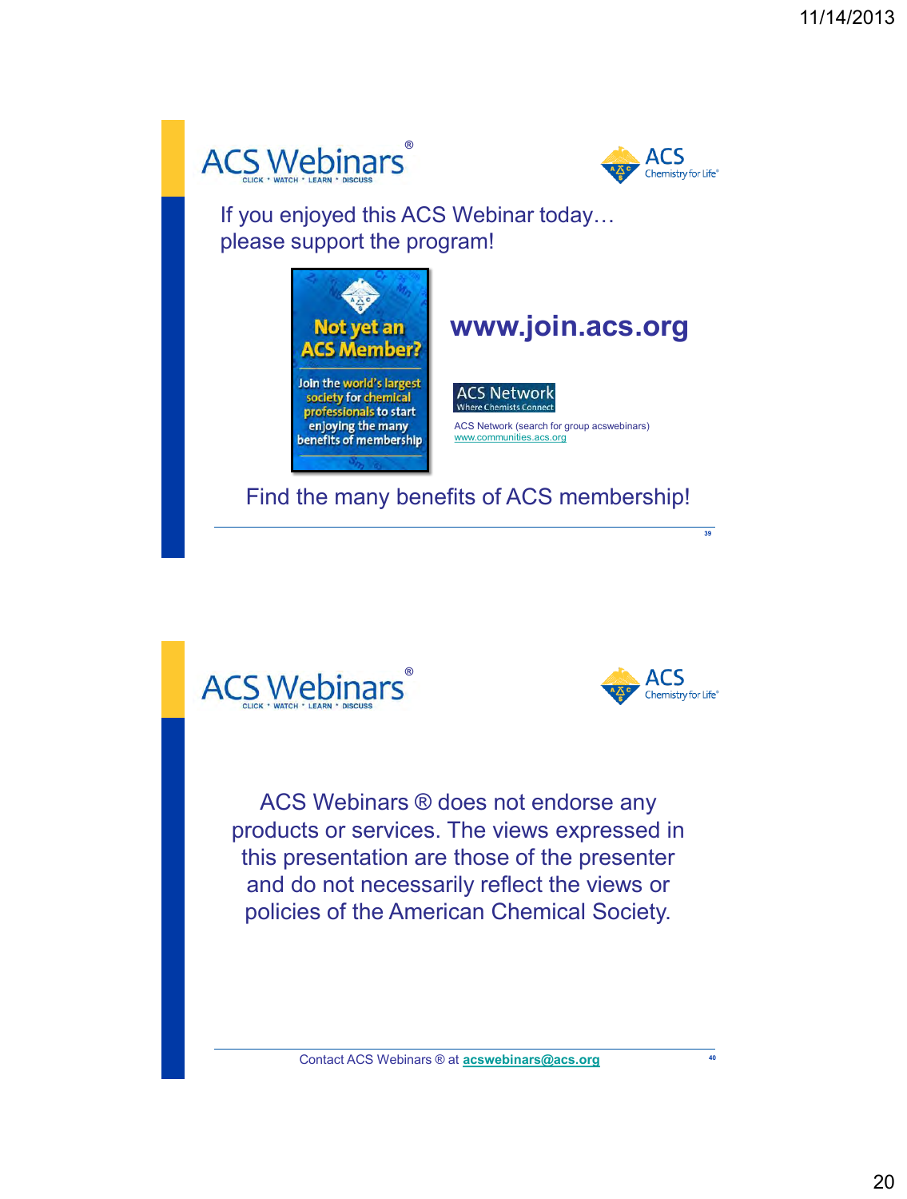ACS Webinars®
CLICK • WATCH • LEARN • DISCUSS

ACS Chemistry for Life®

If you enjoyed this ACS Webinar today…
please support the program!

Not yet an ACS Member?

Join the world's largest society for chemical professionals to start enjoying the many benefits of membership

**www.join.acs.org**

ACS Network
Where Chemists Connect

ACS Network (search for group acswebinars)
www.communities.acs.org

Find the many benefits of ACS membership!

---

ACS Webinars®
CLICK • WATCH • LEARN • DISCUSS

ACS Chemistry for Life®

ACS Webinars ® does not endorse any products or services. The views expressed in this presentation are those of the presenter and do not necessarily reflect the views or policies of the American Chemical Society.

Contact ACS Webinars ® at **acswebinars@acs.org**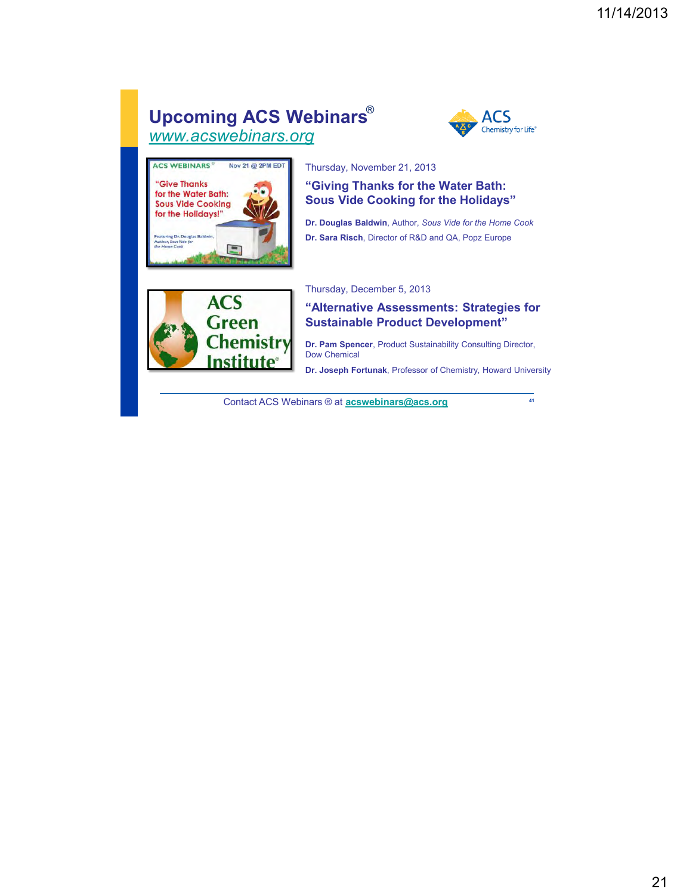# Upcoming ACS Webinars®

www.acswebinars.org

Thursday, November 21, 2013

**"Giving Thanks for the Water Bath: Sous Vide Cooking for the Holidays"**

**Dr. Douglas Baldwin**, Author, *Sous Vide for the Home Cook*

**Dr. Sara Risch**, Director of R&D and QA, Popz Europe

Thursday, December 5, 2013

**"Alternative Assessments: Strategies for Sustainable Product Development"**

**Dr. Pam Spencer**, Product Sustainability Consulting Director, Dow Chemical

**Dr. Joseph Fortunak**, Professor of Chemistry, Howard University

Contact ACS Webinars ® at **acswebinars@acs.org**